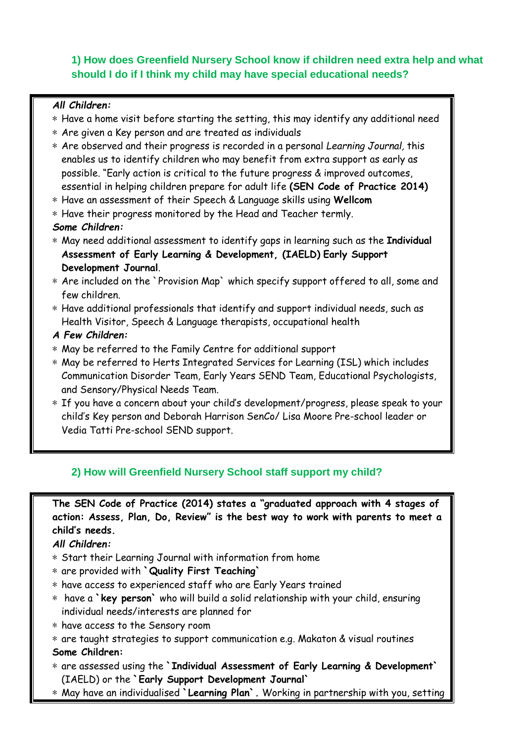## 1) How does Greenfield Nursery School know if children need extra help and what should I do if I think my child may have special educational needs?

***All Children:***

- Have a home visit before starting the setting, this may identify any additional need
- Are given a Key person and are treated as individuals
- Are observed and their progress is recorded in a personal *Learning Journal,* this enables us to identify children who may benefit from extra support as early as possible. "Early action is critical to the future progress & improved outcomes, essential in helping children prepare for adult life **(SEN Code of Practice 2014)**
- Have an assessment of their Speech & Language skills using **Wellcom**
- Have their progress monitored by the Head and Teacher termly.

***Some Children:***

- May need additional assessment to identify gaps in learning such as the **Individual Assessment of Early Learning & Development, (IAELD) Early Support Development Journal**.
- Are included on the `Provision Map` which specify support offered to all, some and few children.
- Have additional professionals that identify and support individual needs, such as Health Visitor, Speech & Language therapists, occupational health

***A Few Children:***

- May be referred to the Family Centre for additional support
- May be referred to Herts Integrated Services for Learning (ISL) which includes Communication Disorder Team, Early Years SEND Team, Educational Psychologists, and Sensory/Physical Needs Team.
- If you have a concern about your child's development/progress, please speak to your child's Key person and Deborah Harrison SenCo/ Lisa Moore Pre-school leader or Vedia Tatti Pre-school SEND support.

## 2) How will Greenfield Nursery School staff support my child?

**The SEN Code of Practice (2014) states a "graduated approach with 4 stages of action: Assess, Plan, Do, Review" is the best way to work with parents to meet a child's needs.**

***All Children:***

- Start their Learning Journal with information from home
- are provided with **`Quality First Teaching`**
- have access to experienced staff who are Early Years trained
- have a **`key person`** who will build a solid relationship with your child, ensuring individual needs/interests are planned for
- have access to the Sensory room
- are taught strategies to support communication e.g. Makaton & visual routines

**Some Children:**

- are assessed using the **`Individual Assessment of Early Learning & Development`** (IAELD) or the **`Early Support Development Journal`**
- May have an individualised **`Learning Plan`.** Working in partnership with you, setting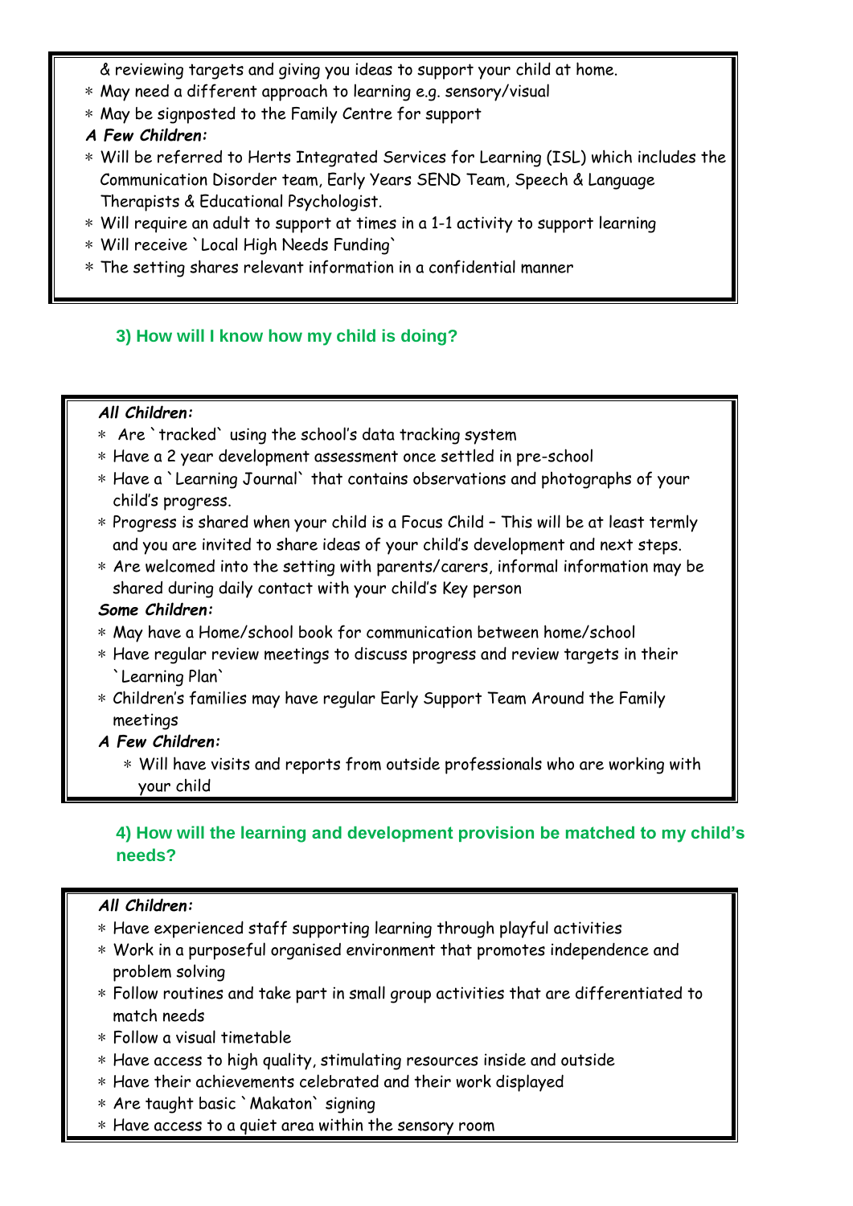& reviewing targets and giving you ideas to support your child at home.

* May need a different approach to learning e.g. sensory/visual
* May be signposted to the Family Centre for support

***A Few Children:***

* Will be referred to Herts Integrated Services for Learning (ISL) which includes the Communication Disorder team, Early Years SEND Team, Speech & Language Therapists & Educational Psychologist.
* Will require an adult to support at times in a 1-1 activity to support learning
* Will receive `Local High Needs Funding`
* The setting shares relevant information in a confidential manner

### 3) How will I know how my child is doing?

***All Children:***

* Are `tracked` using the school's data tracking system
* Have a 2 year development assessment once settled in pre-school
* Have a `Learning Journal` that contains observations and photographs of your child's progress.
* Progress is shared when your child is a Focus Child – This will be at least termly and you are invited to share ideas of your child's development and next steps.
* Are welcomed into the setting with parents/carers, informal information may be shared during daily contact with your child's Key person

***Some Children:***

* May have a Home/school book for communication between home/school
* Have regular review meetings to discuss progress and review targets in their `Learning Plan`
* Children's families may have regular Early Support Team Around the Family meetings

***A Few Children:***

* Will have visits and reports from outside professionals who are working with your child

### 4) How will the learning and development provision be matched to my child's needs?

***All Children:***

* Have experienced staff supporting learning through playful activities
* Work in a purposeful organised environment that promotes independence and problem solving
* Follow routines and take part in small group activities that are differentiated to match needs
* Follow a visual timetable
* Have access to high quality, stimulating resources inside and outside
* Have their achievements celebrated and their work displayed
* Are taught basic `Makaton` signing
* Have access to a quiet area within the sensory room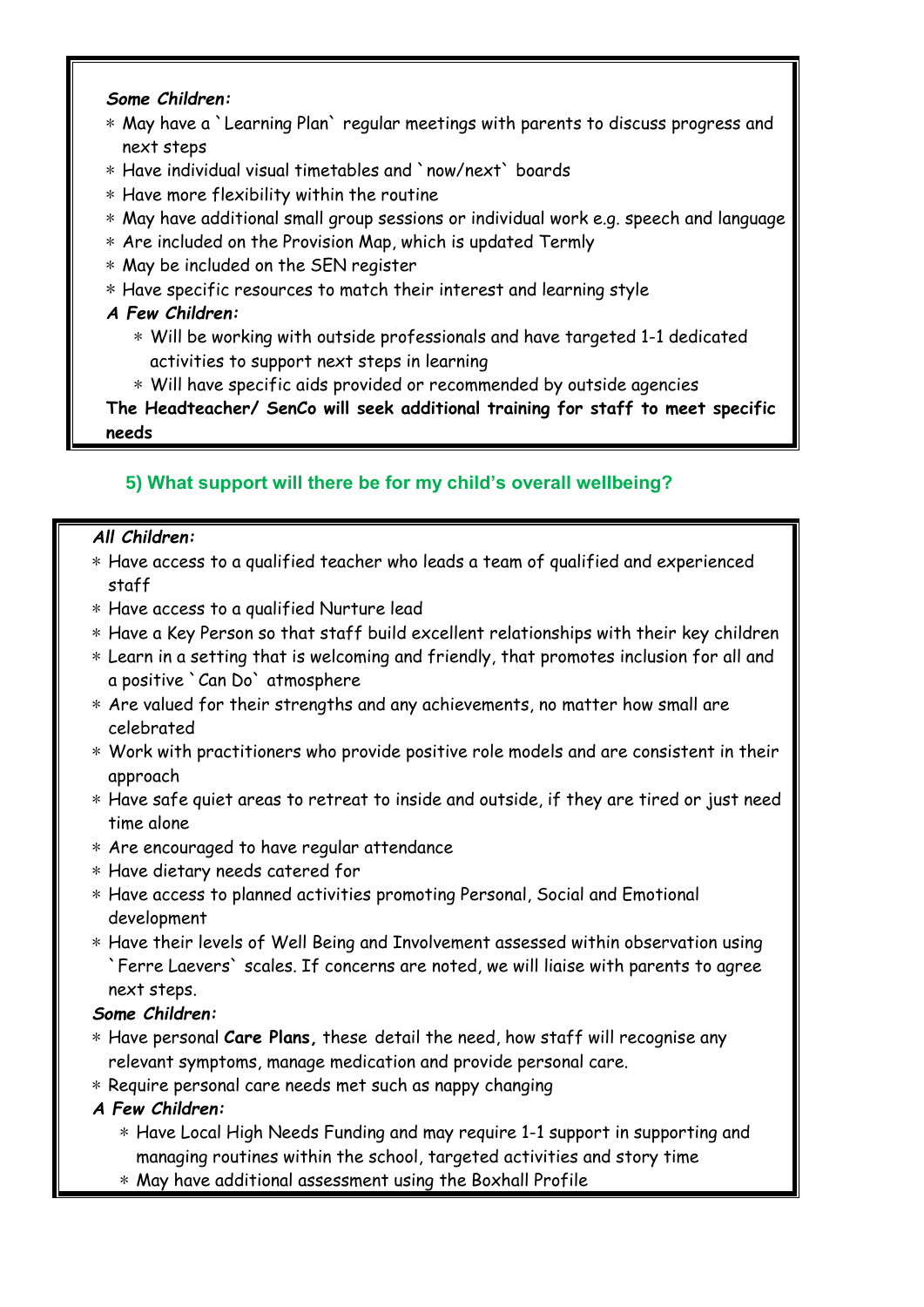*Some Children:*

- May have a `Learning Plan` regular meetings with parents to discuss progress and next steps
- Have individual visual timetables and `now/next` boards
- Have more flexibility within the routine
- May have additional small group sessions or individual work e.g. speech and language
- Are included on the Provision Map, which is updated Termly
- May be included on the SEN register
- Have specific resources to match their interest and learning style

*A Few Children:*

- Will be working with outside professionals and have targeted 1-1 dedicated activities to support next steps in learning
- Will have specific aids provided or recommended by outside agencies

**The Headteacher/ SenCo will seek additional training for staff to meet specific needs**

## 5) What support will there be for my child's overall wellbeing?

*All Children:*

- Have access to a qualified teacher who leads a team of qualified and experienced staff
- Have access to a qualified Nurture lead
- Have a Key Person so that staff build excellent relationships with their key children
- Learn in a setting that is welcoming and friendly, that promotes inclusion for all and a positive `Can Do` atmosphere
- Are valued for their strengths and any achievements, no matter how small are celebrated
- Work with practitioners who provide positive role models and are consistent in their approach
- Have safe quiet areas to retreat to inside and outside, if they are tired or just need time alone
- Are encouraged to have regular attendance
- Have dietary needs catered for
- Have access to planned activities promoting Personal, Social and Emotional development
- Have their levels of Well Being and Involvement assessed within observation using `Ferre Laevers` scales. If concerns are noted, we will liaise with parents to agree next steps.

*Some Children:*

- Have personal **Care Plans,** these detail the need, how staff will recognise any relevant symptoms, manage medication and provide personal care.
- Require personal care needs met such as nappy changing

*A Few Children:*

- Have Local High Needs Funding and may require 1-1 support in supporting and managing routines within the school, targeted activities and story time
- May have additional assessment using the Boxhall Profile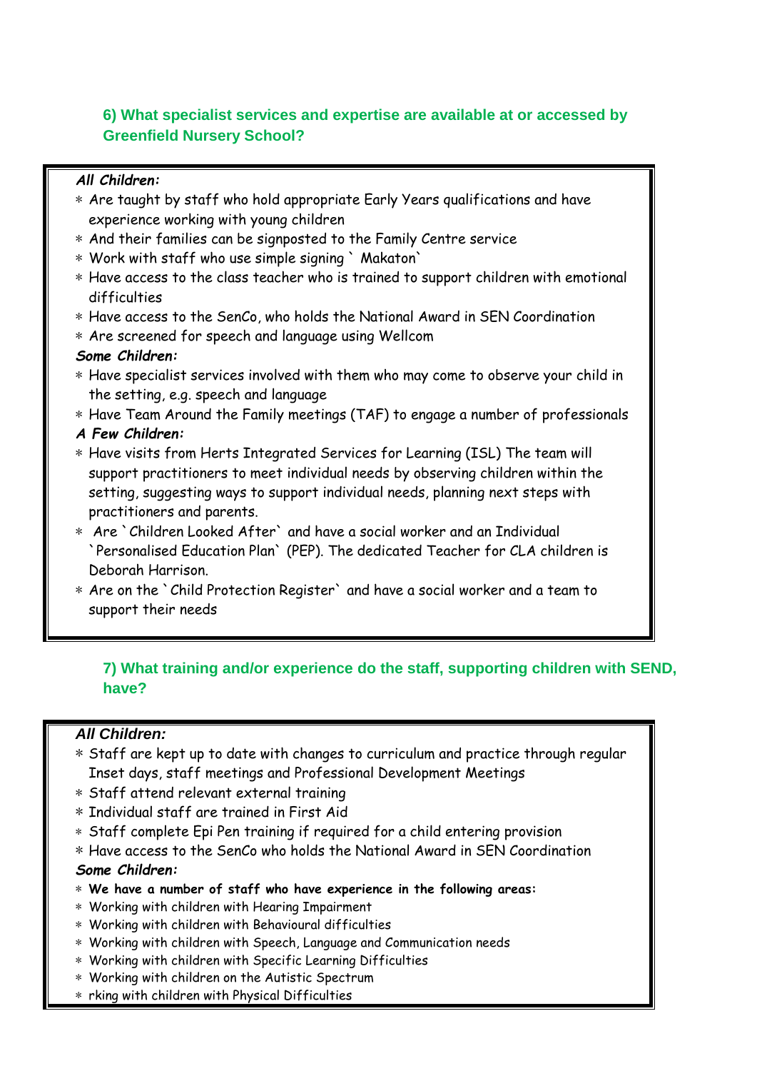## 6) What specialist services and expertise are available at or accessed by Greenfield Nursery School?

***All Children:***

* Are taught by staff who hold appropriate Early Years qualifications and have experience working with young children
* And their families can be signposted to the Family Centre service
* Work with staff who use simple signing ` Makaton`
* Have access to the class teacher who is trained to support children with emotional difficulties
* Have access to the SenCo, who holds the National Award in SEN Coordination
* Are screened for speech and language using Wellcom

***Some Children:***

* Have specialist services involved with them who may come to observe your child in the setting, e.g. speech and language
* Have Team Around the Family meetings (TAF) to engage a number of professionals

***A Few Children:***

* Have visits from Herts Integrated Services for Learning (ISL) The team will support practitioners to meet individual needs by observing children within the setting, suggesting ways to support individual needs, planning next steps with practitioners and parents.
* Are `Children Looked After` and have a social worker and an Individual `Personalised Education Plan` (PEP). The dedicated Teacher for CLA children is Deborah Harrison.
* Are on the `Child Protection Register` and have a social worker and a team to support their needs

## 7) What training and/or experience do the staff, supporting children with SEND, have?

***All Children:***

* Staff are kept up to date with changes to curriculum and practice through regular Inset days, staff meetings and Professional Development Meetings
* Staff attend relevant external training
* Individual staff are trained in First Aid
* Staff complete Epi Pen training if required for a child entering provision
* Have access to the SenCo who holds the National Award in SEN Coordination

***Some Children:***

* **We have a number of staff who have experience in the following areas:**
* Working with children with Hearing Impairment
* Working with children with Behavioural difficulties
* Working with children with Speech, Language and Communication needs
* Working with children with Specific Learning Difficulties
* Working with children on the Autistic Spectrum
* rking with children with Physical Difficulties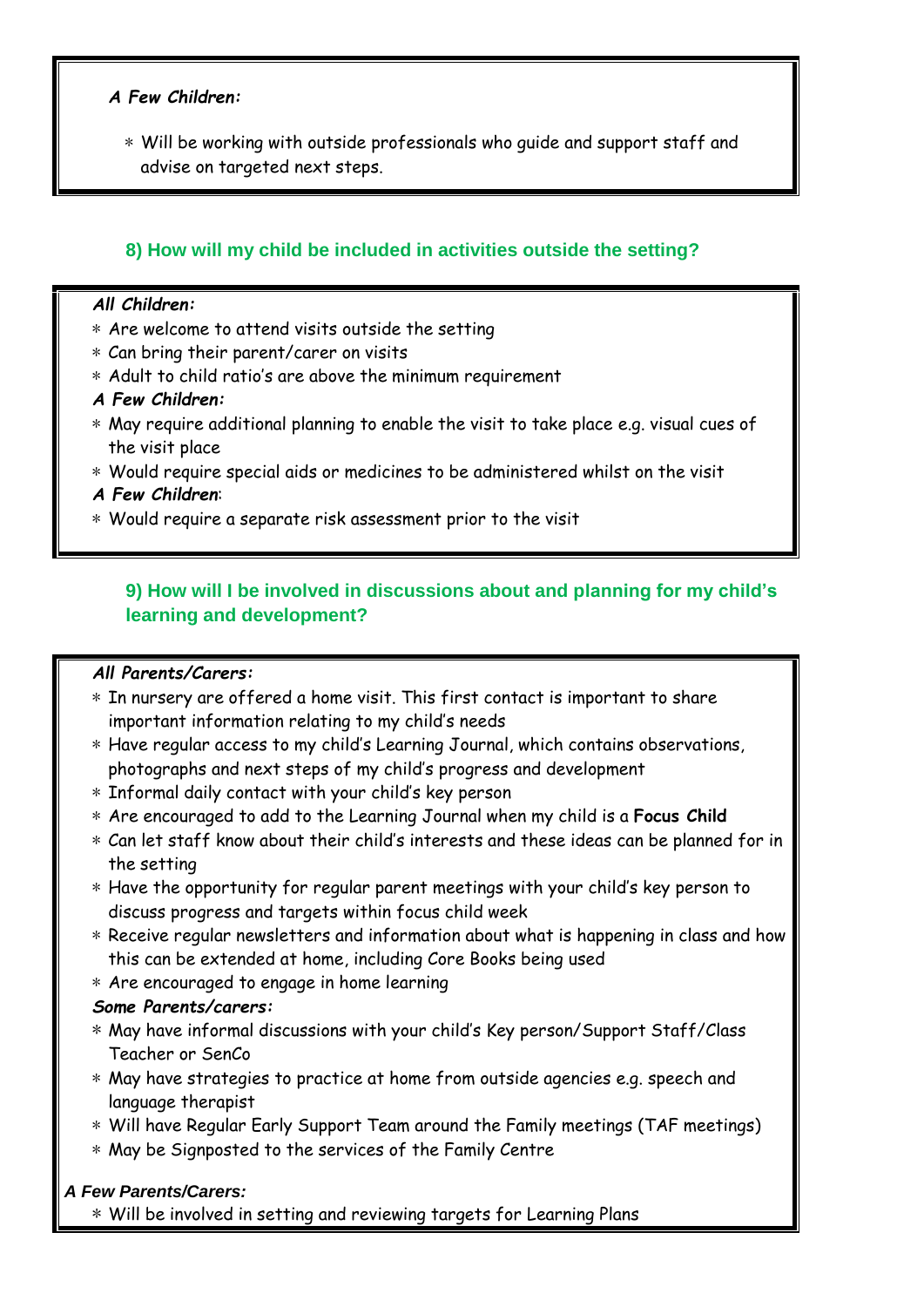***A Few Children:***

- Will be working with outside professionals who guide and support staff and advise on targeted next steps.

## 8) How will my child be included in activities outside the setting?

***All Children:***

- Are welcome to attend visits outside the setting
- Can bring their parent/carer on visits
- Adult to child ratio's are above the minimum requirement

***A Few Children:***

- May require additional planning to enable the visit to take place e.g. visual cues of the visit place
- Would require special aids or medicines to be administered whilst on the visit

***A Few Children***:

- Would require a separate risk assessment prior to the visit

## 9) How will I be involved in discussions about and planning for my child's learning and development?

***All Parents/Carers:***

- In nursery are offered a home visit. This first contact is important to share important information relating to my child's needs
- Have regular access to my child's Learning Journal, which contains observations, photographs and next steps of my child's progress and development
- Informal daily contact with your child's key person
- Are encouraged to add to the Learning Journal when my child is a **Focus Child**
- Can let staff know about their child's interests and these ideas can be planned for in the setting
- Have the opportunity for regular parent meetings with your child's key person to discuss progress and targets within focus child week
- Receive regular newsletters and information about what is happening in class and how this can be extended at home, including Core Books being used
- Are encouraged to engage in home learning

***Some Parents/carers:***

- May have informal discussions with your child's Key person/Support Staff/Class Teacher or SenCo
- May have strategies to practice at home from outside agencies e.g. speech and language therapist
- Will have Regular Early Support Team around the Family meetings (TAF meetings)
- May be Signposted to the services of the Family Centre

***A Few Parents/Carers:***

- Will be involved in setting and reviewing targets for Learning Plans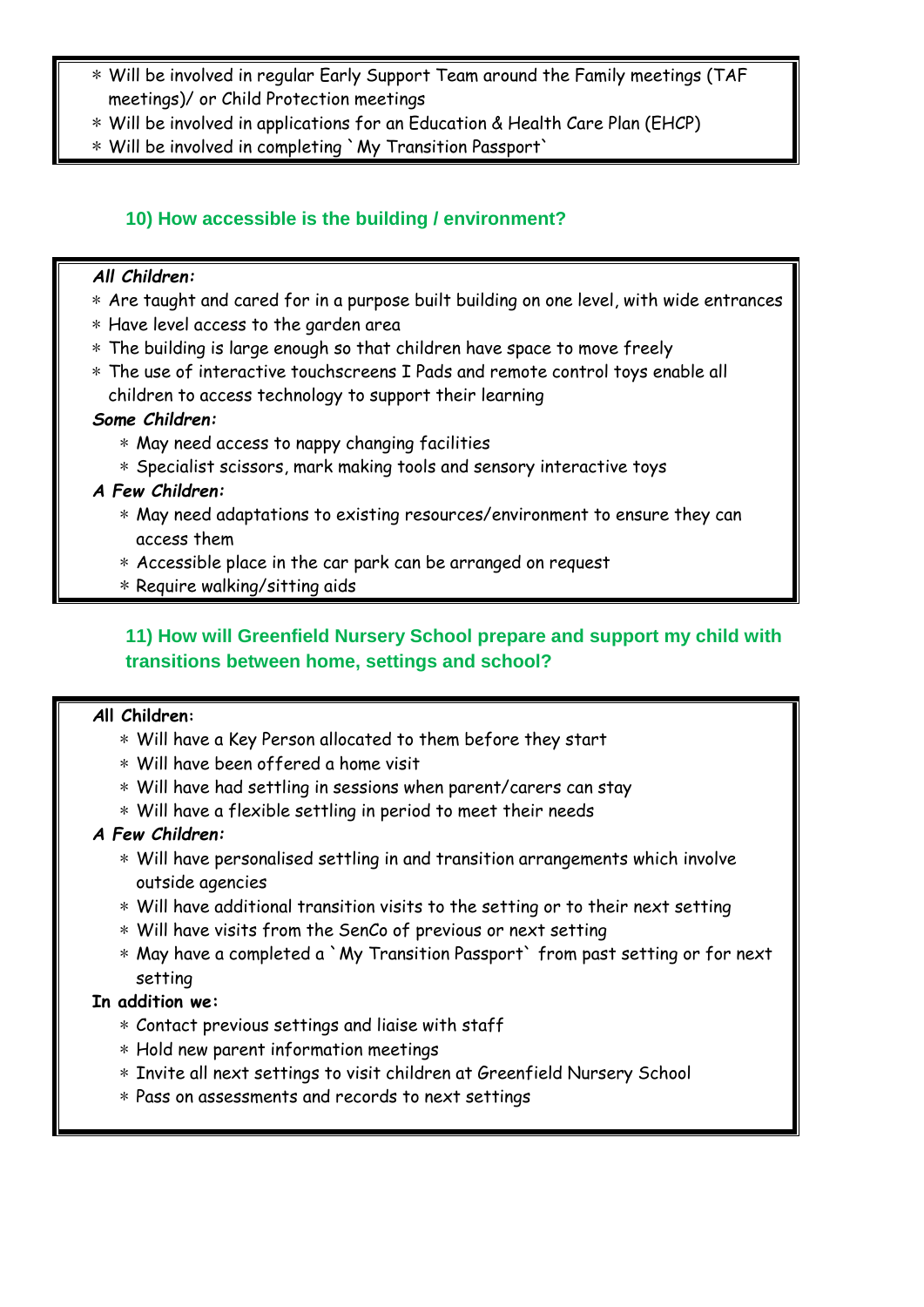- Will be involved in regular Early Support Team around the Family meetings (TAF meetings)/ or Child Protection meetings
- Will be involved in applications for an Education & Health Care Plan (EHCP)
- Will be involved in completing `My Transition Passport`

## 10) How accessible is the building / environment?

***All Children:***

- Are taught and cared for in a purpose built building on one level, with wide entrances
- Have level access to the garden area
- The building is large enough so that children have space to move freely
- The use of interactive touchscreens I Pads and remote control toys enable all children to access technology to support their learning

***Some Children:***

- May need access to nappy changing facilities
- Specialist scissors, mark making tools and sensory interactive toys

***A Few Children:***

- May need adaptations to existing resources/environment to ensure they can access them
- Accessible place in the car park can be arranged on request
- Require walking/sitting aids

## 11) How will Greenfield Nursery School prepare and support my child with transitions between home, settings and school?

**All Children:**

- Will have a Key Person allocated to them before they start
- Will have been offered a home visit
- Will have had settling in sessions when parent/carers can stay
- Will have a flexible settling in period to meet their needs

***A Few Children:***

- Will have personalised settling in and transition arrangements which involve outside agencies
- Will have additional transition visits to the setting or to their next setting
- Will have visits from the SenCo of previous or next setting
- May have a completed a `My Transition Passport` from past setting or for next setting

**In addition we:**

- Contact previous settings and liaise with staff
- Hold new parent information meetings
- Invite all next settings to visit children at Greenfield Nursery School
- Pass on assessments and records to next settings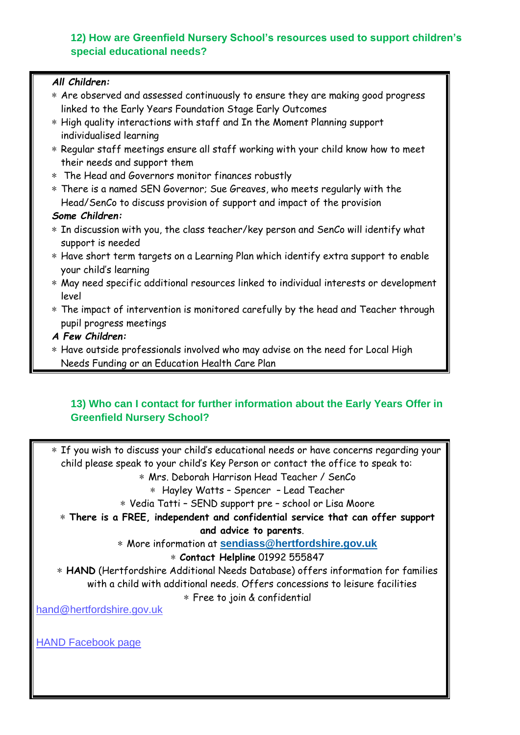## 12) How are Greenfield Nursery School's resources used to support children's special educational needs?

***All Children:***

- Are observed and assessed continuously to ensure they are making good progress linked to the Early Years Foundation Stage Early Outcomes
- High quality interactions with staff and In the Moment Planning support individualised learning
- Regular staff meetings ensure all staff working with your child know how to meet their needs and support them
- The Head and Governors monitor finances robustly
- There is a named SEN Governor; Sue Greaves, who meets regularly with the Head/SenCo to discuss provision of support and impact of the provision

***Some Children:***

- In discussion with you, the class teacher/key person and SenCo will identify what support is needed
- Have short term targets on a Learning Plan which identify extra support to enable your child's learning
- May need specific additional resources linked to individual interests or development level
- The impact of intervention is monitored carefully by the head and Teacher through pupil progress meetings

***A Few Children:***

- Have outside professionals involved who may advise on the need for Local High Needs Funding or an Education Health Care Plan

## 13) Who can I contact for further information about the Early Years Offer in Greenfield Nursery School?

- If you wish to discuss your child's educational needs or have concerns regarding your child please speak to your child's Key Person or contact the office to speak to:
  - Mrs. Deborah Harrison Head Teacher / SenCo
  - Hayley Watts – Spencer – Lead Teacher
  - Vedia Tatti – SEND support pre – school or Lisa Moore
- **There is a FREE, independent and confidential service that can offer support and advice to parents**.
  - More information at **sendiass@hertfordshire.gov.uk**
  - **Contact Helpline** 01992 555847
- **HAND** (Hertfordshire Additional Needs Database) offers information for families with a child with additional needs. Offers concessions to leisure facilities
  - Free to join & confidential

hand@hertfordshire.gov.uk

HAND Facebook page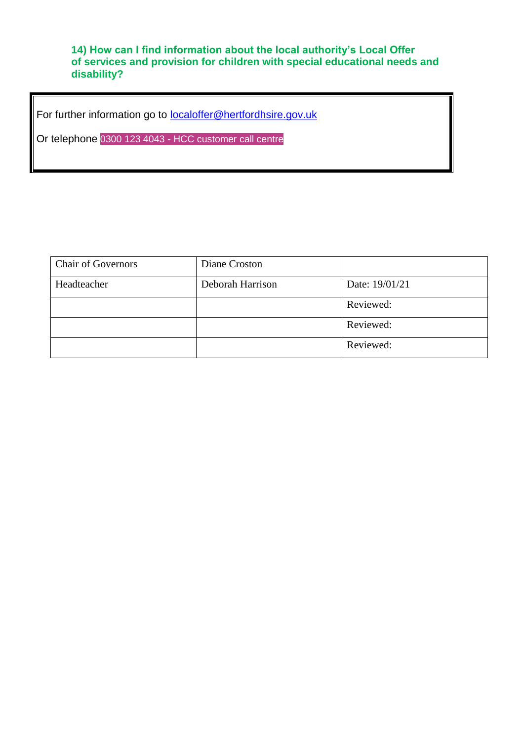**14) How can I find information about the local authority's Local Offer of services and provision for children with special educational needs and disability?**

For further information go to localoffer@hertfordhsire.gov.uk

Or telephone 0300 123 4043 - HCC customer call centre

| | | |
|---|---|---|
| Chair of Governors | Diane Croston | |
| Headteacher | Deborah Harrison | Date: 19/01/21 |
| | | Reviewed: |
| | | Reviewed: |
| | | Reviewed: |